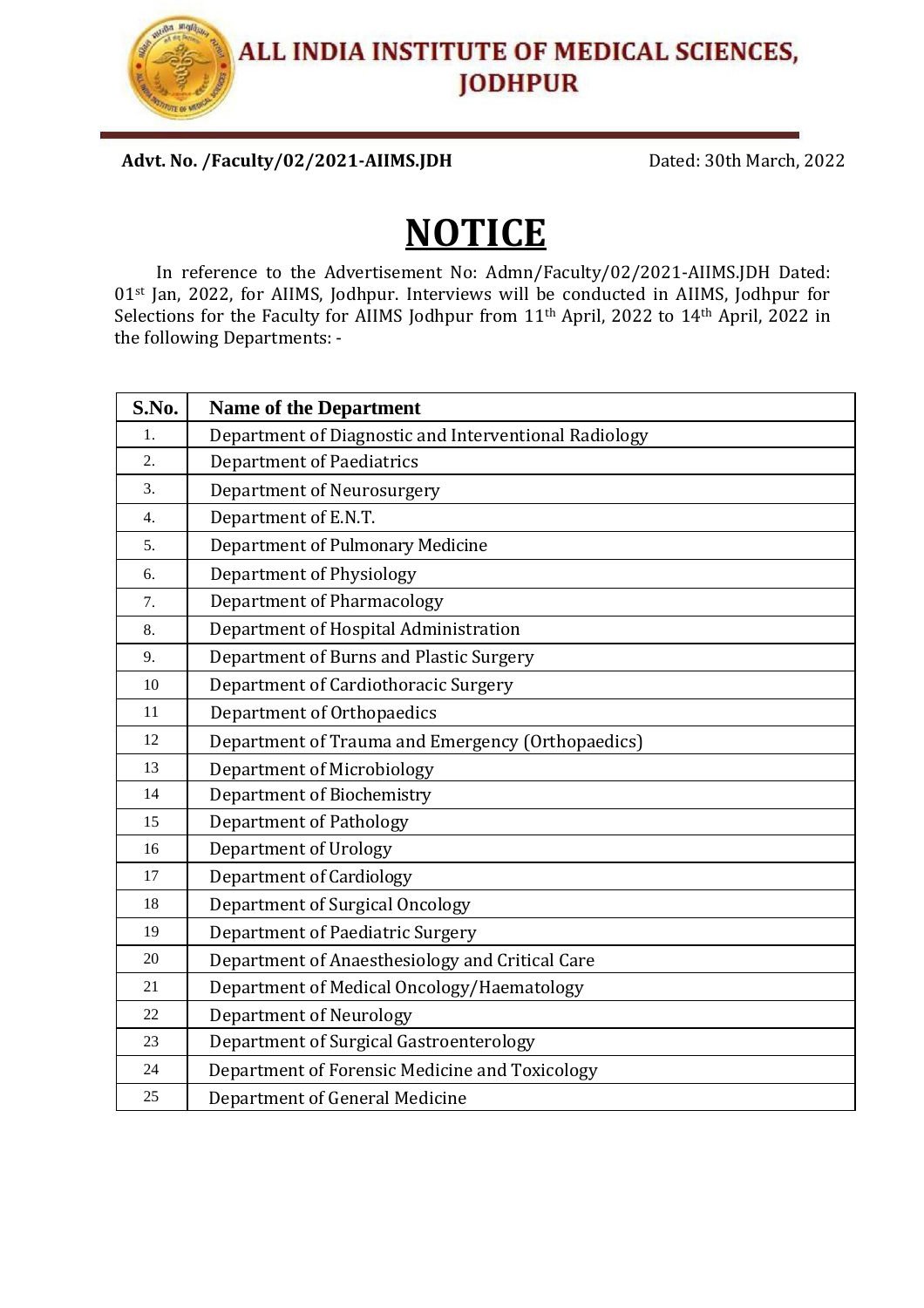# ALL INDIA INSTITUTE OF MEDICAL SCIENCES, JODHPUR

**Advt. No. /Faculty/02/2021-AIIMS.JDH** Dated: 30th March, 2022

# NOTICE

In reference to the Advertisement No: Admn/Faculty/02/2021-AIIMS.JDH Dated: 01st Jan, 2022, for AIIMS, Jodhpur. Interviews will be conducted in AIIMS, Jodhpur for Selections for the Faculty for AIIMS Jodhpur from 11th April, 2022 to 14th April, 2022 in the following Departments: -

| S.No. | Name of the Department |
|---|---|
| 1. | Department of Diagnostic and Interventional Radiology |
| 2. | Department of Paediatrics |
| 3. | Department of Neurosurgery |
| 4. | Department of E.N.T. |
| 5. | Department of Pulmonary Medicine |
| 6. | Department of Physiology |
| 7. | Department of Pharmacology |
| 8. | Department of Hospital Administration |
| 9. | Department of Burns and Plastic Surgery |
| 10 | Department of Cardiothoracic Surgery |
| 11 | Department of Orthopaedics |
| 12 | Department of Trauma and Emergency (Orthopaedics) |
| 13 | Department of Microbiology |
| 14 | Department of Biochemistry |
| 15 | Department of Pathology |
| 16 | Department of Urology |
| 17 | Department of Cardiology |
| 18 | Department of Surgical Oncology |
| 19 | Department of Paediatric Surgery |
| 20 | Department of Anaesthesiology and Critical Care |
| 21 | Department of Medical Oncology/Haematology |
| 22 | Department of Neurology |
| 23 | Department of Surgical Gastroenterology |
| 24 | Department of Forensic Medicine and Toxicology |
| 25 | Department of General Medicine |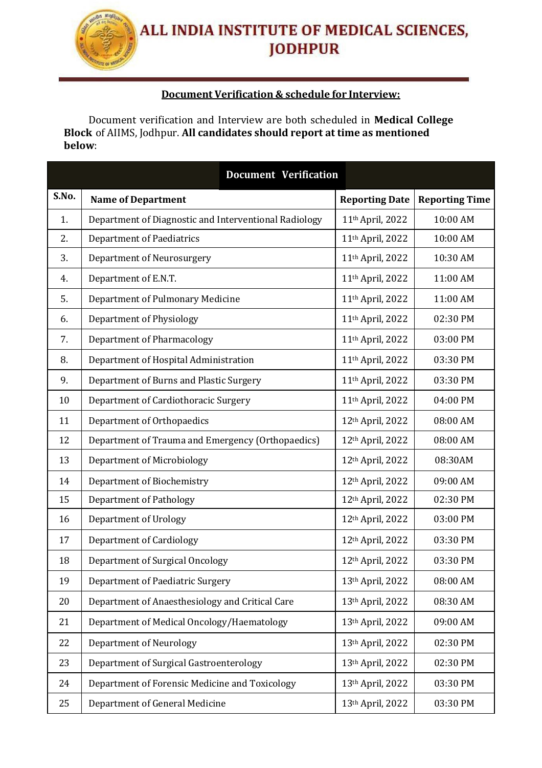# ALL INDIA INSTITUTE OF MEDICAL SCIENCES, JODHPUR

**Document Verification & schedule for Interview:**

Document verification and Interview are both scheduled in **Medical College Block** of AIIMS, Jodhpur. **All candidates should report at time as mentioned below**:

| **Document Verification** | | | |
|---|---|---|---|
| **S.No.** | **Name of Department** | **Reporting Date** | **Reporting Time** |
| 1. | Department of Diagnostic and Interventional Radiology | 11th April, 2022 | 10:00 AM |
| 2. | Department of Paediatrics | 11th April, 2022 | 10:00 AM |
| 3. | Department of Neurosurgery | 11th April, 2022 | 10:30 AM |
| 4. | Department of E.N.T. | 11th April, 2022 | 11:00 AM |
| 5. | Department of Pulmonary Medicine | 11th April, 2022 | 11:00 AM |
| 6. | Department of Physiology | 11th April, 2022 | 02:30 PM |
| 7. | Department of Pharmacology | 11th April, 2022 | 03:00 PM |
| 8. | Department of Hospital Administration | 11th April, 2022 | 03:30 PM |
| 9. | Department of Burns and Plastic Surgery | 11th April, 2022 | 03:30 PM |
| 10 | Department of Cardiothoracic Surgery | 11th April, 2022 | 04:00 PM |
| 11 | Department of Orthopaedics | 12th April, 2022 | 08:00 AM |
| 12 | Department of Trauma and Emergency (Orthopaedics) | 12th April, 2022 | 08:00 AM |
| 13 | Department of Microbiology | 12th April, 2022 | 08:30AM |
| 14 | Department of Biochemistry | 12th April, 2022 | 09:00 AM |
| 15 | Department of Pathology | 12th April, 2022 | 02:30 PM |
| 16 | Department of Urology | 12th April, 2022 | 03:00 PM |
| 17 | Department of Cardiology | 12th April, 2022 | 03:30 PM |
| 18 | Department of Surgical Oncology | 12th April, 2022 | 03:30 PM |
| 19 | Department of Paediatric Surgery | 13th April, 2022 | 08:00 AM |
| 20 | Department of Anaesthesiology and Critical Care | 13th April, 2022 | 08:30 AM |
| 21 | Department of Medical Oncology/Haematology | 13th April, 2022 | 09:00 AM |
| 22 | Department of Neurology | 13th April, 2022 | 02:30 PM |
| 23 | Department of Surgical Gastroenterology | 13th April, 2022 | 02:30 PM |
| 24 | Department of Forensic Medicine and Toxicology | 13th April, 2022 | 03:30 PM |
| 25 | Department of General Medicine | 13th April, 2022 | 03:30 PM |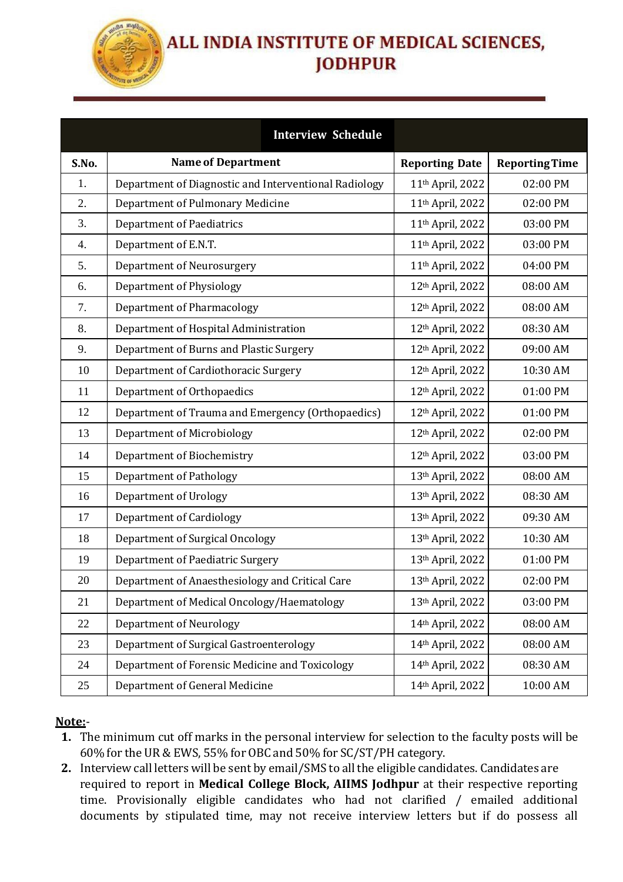# ALL INDIA INSTITUTE OF MEDICAL SCIENCES, JODHPUR

| Interview Schedule | | | |
|---|---|---|---|
| **S.No.** | **Name of Department** | **Reporting Date** | **Reporting Time** |
| 1. | Department of Diagnostic and Interventional Radiology | 11th April, 2022 | 02:00 PM |
| 2. | Department of Pulmonary Medicine | 11th April, 2022 | 02:00 PM |
| 3. | Department of Paediatrics | 11th April, 2022 | 03:00 PM |
| 4. | Department of E.N.T. | 11th April, 2022 | 03:00 PM |
| 5. | Department of Neurosurgery | 11th April, 2022 | 04:00 PM |
| 6. | Department of Physiology | 12th April, 2022 | 08:00 AM |
| 7. | Department of Pharmacology | 12th April, 2022 | 08:00 AM |
| 8. | Department of Hospital Administration | 12th April, 2022 | 08:30 AM |
| 9. | Department of Burns and Plastic Surgery | 12th April, 2022 | 09:00 AM |
| 10 | Department of Cardiothoracic Surgery | 12th April, 2022 | 10:30 AM |
| 11 | Department of Orthopaedics | 12th April, 2022 | 01:00 PM |
| 12 | Department of Trauma and Emergency (Orthopaedics) | 12th April, 2022 | 01:00 PM |
| 13 | Department of Microbiology | 12th April, 2022 | 02:00 PM |
| 14 | Department of Biochemistry | 12th April, 2022 | 03:00 PM |
| 15 | Department of Pathology | 13th April, 2022 | 08:00 AM |
| 16 | Department of Urology | 13th April, 2022 | 08:30 AM |
| 17 | Department of Cardiology | 13th April, 2022 | 09:30 AM |
| 18 | Department of Surgical Oncology | 13th April, 2022 | 10:30 AM |
| 19 | Department of Paediatric Surgery | 13th April, 2022 | 01:00 PM |
| 20 | Department of Anaesthesiology and Critical Care | 13th April, 2022 | 02:00 PM |
| 21 | Department of Medical Oncology/Haematology | 13th April, 2022 | 03:00 PM |
| 22 | Department of Neurology | 14th April, 2022 | 08:00 AM |
| 23 | Department of Surgical Gastroenterology | 14th April, 2022 | 08:00 AM |
| 24 | Department of Forensic Medicine and Toxicology | 14th April, 2022 | 08:30 AM |
| 25 | Department of General Medicine | 14th April, 2022 | 10:00 AM |

**Note:-**

1. The minimum cut off marks in the personal interview for selection to the faculty posts will be 60% for the UR & EWS, 55% for OBC and 50% for SC/ST/PH category.
2. Interview call letters will be sent by email/SMS to all the eligible candidates. Candidates are required to report in **Medical College Block, AIIMS Jodhpur** at their respective reporting time. Provisionally eligible candidates who had not clarified / emailed additional documents by stipulated time, may not receive interview letters but if do possess all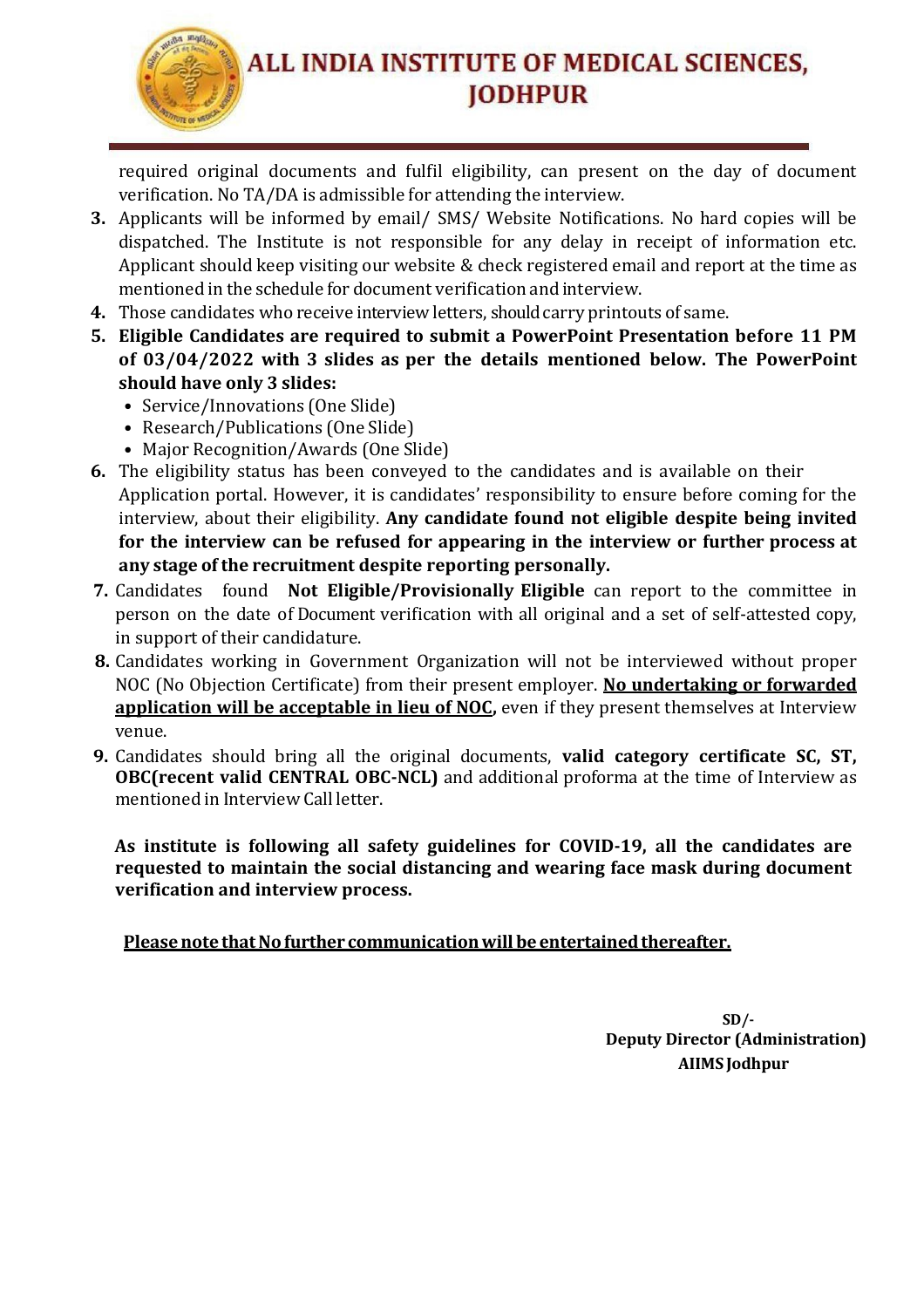required original documents and fulfil eligibility, can present on the day of document verification. No TA/DA is admissible for attending the interview.

3. Applicants will be informed by email/ SMS/ Website Notifications. No hard copies will be dispatched. The Institute is not responsible for any delay in receipt of information etc. Applicant should keep visiting our website & check registered email and report at the time as mentioned in the schedule for document verification and interview.
4. Those candidates who receive interview letters, should carry printouts of same.
5. **Eligible Candidates are required to submit a PowerPoint Presentation before 11 PM of 03/04/2022 with 3 slides as per the details mentioned below. The PowerPoint should have only 3 slides:**
   - Service/Innovations (One Slide)
   - Research/Publications (One Slide)
   - Major Recognition/Awards (One Slide)
6. The eligibility status has been conveyed to the candidates and is available on their Application portal. However, it is candidates' responsibility to ensure before coming for the interview, about their eligibility. **Any candidate found not eligible despite being invited for the interview can be refused for appearing in the interview or further process at any stage of the recruitment despite reporting personally.**
7. Candidates found **Not Eligible/Provisionally Eligible** can report to the committee in person on the date of Document verification with all original and a set of self-attested copy, in support of their candidature.
8. Candidates working in Government Organization will not be interviewed without proper NOC (No Objection Certificate) from their present employer. **<u>No undertaking or forwarded application will be acceptable in lieu of NOC</u>,** even if they present themselves at Interview venue.
9. Candidates should bring all the original documents, **valid category certificate SC, ST, OBC(recent valid CENTRAL OBC-NCL)** and additional proforma at the time of Interview as mentioned in Interview Call letter.

**As institute is following all safety guidelines for COVID-19, all the candidates are requested to maintain the social distancing and wearing face mask during document verification and interview process.**

**<u>Please note that No further communication will be entertained thereafter.</u>**

**SD/-**
**Deputy Director (Administration)**
**AIIMS Jodhpur**